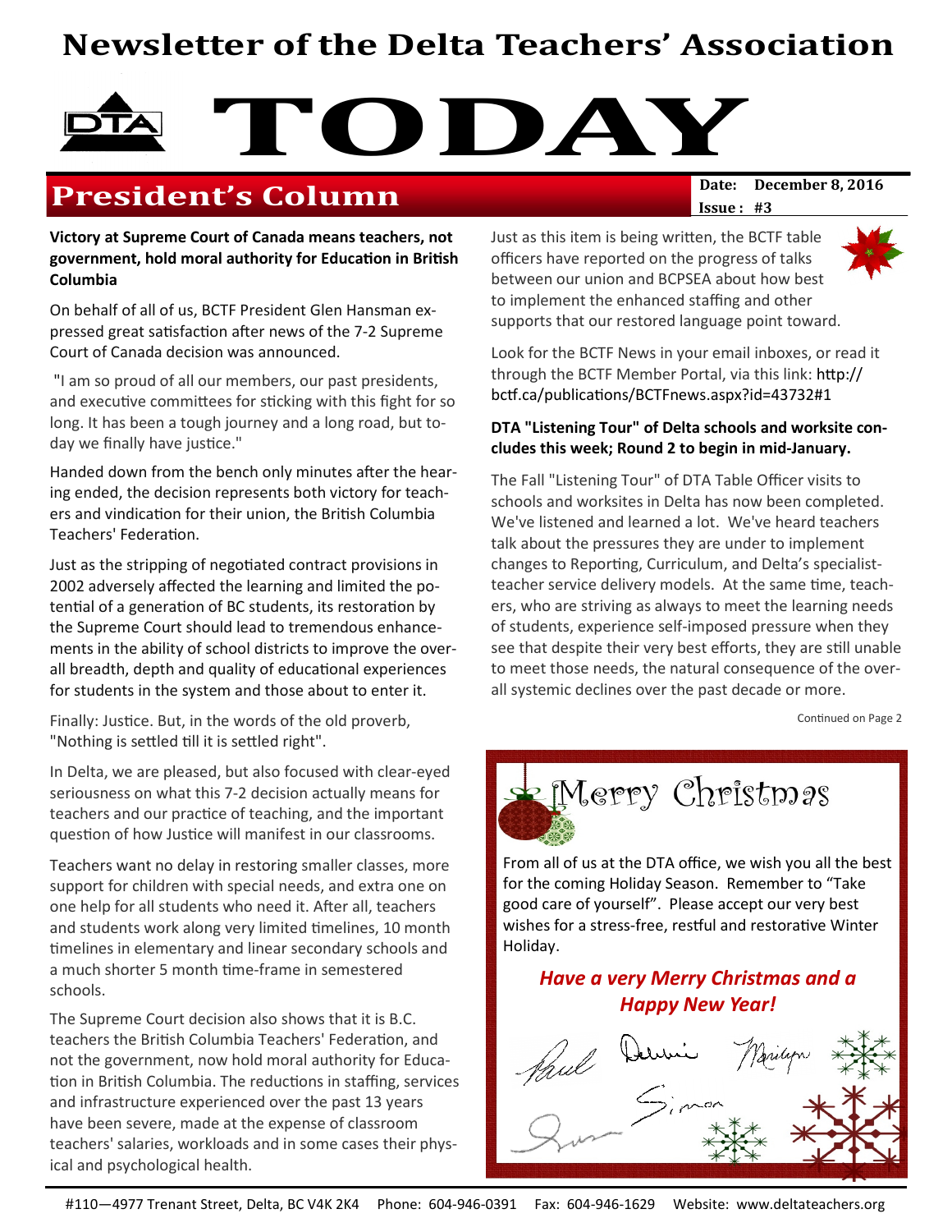# Newsletter of the Delta Teachers' Association

# TODAY

## President's Column

**Date:** December 8, 2016
**Issue:** #3

**Victory at Supreme Court of Canada means teachers, not government, hold moral authority for Education in British Columbia**

On behalf of all of us, BCTF President Glen Hansman expressed great satisfaction after news of the 7-2 Supreme Court of Canada decision was announced.

"I am so proud of all our members, our past presidents, and executive committees for sticking with this fight for so long. It has been a tough journey and a long road, but today we finally have justice."

Handed down from the bench only minutes after the hearing ended, the decision represents both victory for teachers and vindication for their union, the British Columbia Teachers' Federation.

Just as the stripping of negotiated contract provisions in 2002 adversely affected the learning and limited the potential of a generation of BC students, its restoration by the Supreme Court should lead to tremendous enhancements in the ability of school districts to improve the overall breadth, depth and quality of educational experiences for students in the system and those about to enter it.

Finally: Justice. But, in the words of the old proverb, "Nothing is settled till it is settled right".

In Delta, we are pleased, but also focused with clear-eyed seriousness on what this 7-2 decision actually means for teachers and our practice of teaching, and the important question of how Justice will manifest in our classrooms.

Teachers want no delay in restoring smaller classes, more support for children with special needs, and extra one on one help for all students who need it. After all, teachers and students work along very limited timelines, 10 month timelines in elementary and linear secondary schools and a much shorter 5 month time-frame in semestered schools.

The Supreme Court decision also shows that it is B.C. teachers the British Columbia Teachers' Federation, and not the government, now hold moral authority for Education in British Columbia. The reductions in staffing, services and infrastructure experienced over the past 13 years have been severe, made at the expense of classroom teachers' salaries, workloads and in some cases their physical and psychological health.

Just as this item is being written, the BCTF table officers have reported on the progress of talks between our union and BCPSEA about how best to implement the enhanced staffing and other supports that our restored language point toward.

Look for the BCTF News in your email inboxes, or read it through the BCTF Member Portal, via this link: http://bctf.ca/publications/BCTFnews.aspx?id=43732#1

**DTA "Listening Tour" of Delta schools and worksite concludes this week; Round 2 to begin in mid-January.**

The Fall "Listening Tour" of DTA Table Officer visits to schools and worksites in Delta has now been completed. We've listened and learned a lot. We've heard teachers talk about the pressures they are under to implement changes to Reporting, Curriculum, and Delta's specialist-teacher service delivery models. At the same time, teachers, who are striving as always to meet the learning needs of students, experience self-imposed pressure when they see that despite their very best efforts, they are still unable to meet those needs, the natural consequence of the overall systemic declines over the past decade or more.

Continued on Page 2

### Merry Christmas

From all of us at the DTA office, we wish you all the best for the coming Holiday Season. Remember to "Take good care of yourself". Please accept our very best wishes for a stress-free, restful and restorative Winter Holiday.

***Have a very Merry Christmas and a Happy New Year!***

Paul, Debbie, Marilyn, Simon

#110—4977 Trenant Street, Delta, BC V4K 2K4 Phone: 604-946-0391 Fax: 604-946-1629 Website: www.deltateachers.org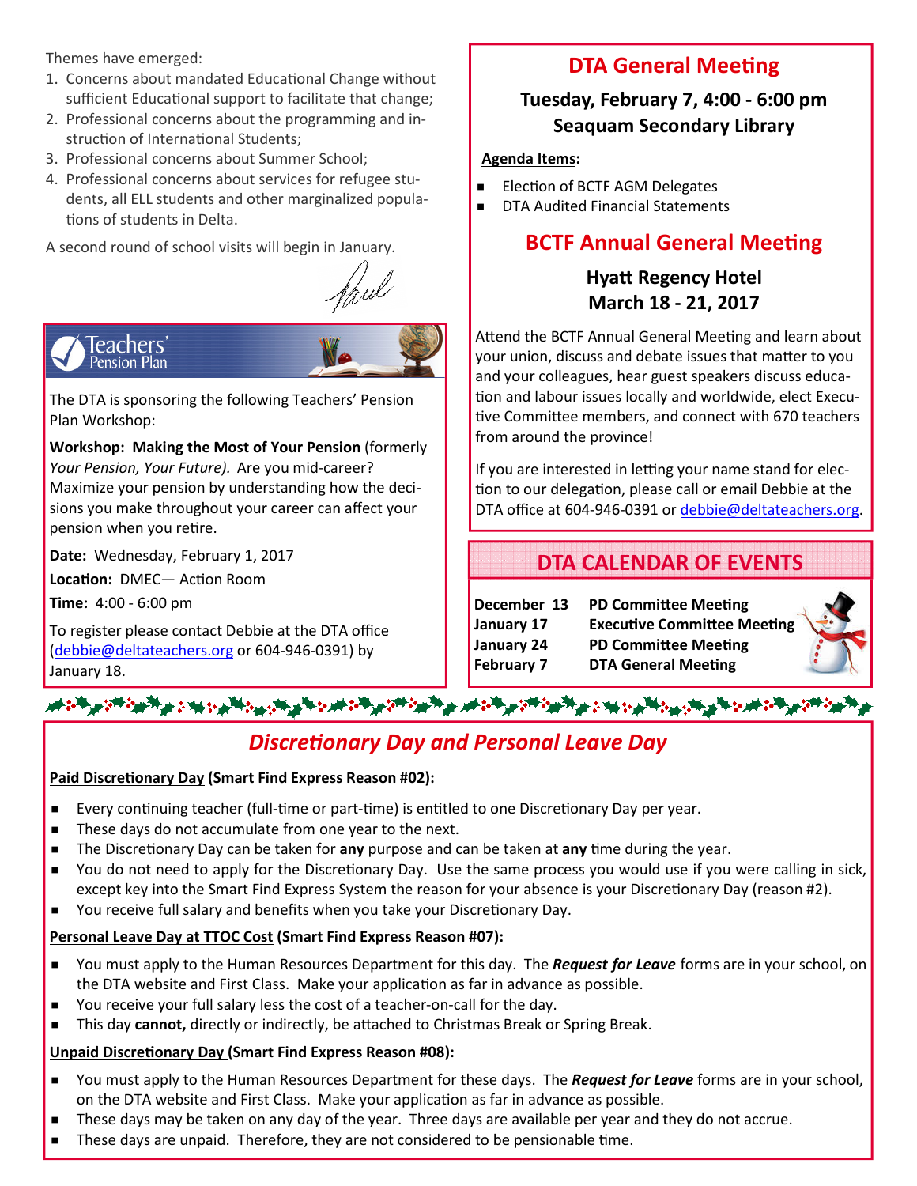Themes have emerged:

1. Concerns about mandated Educational Change without sufficient Educational support to facilitate that change;
2. Professional concerns about the programming and instruction of International Students;
3. Professional concerns about Summer School;
4. Professional concerns about services for refugee students, all ELL students and other marginalized populations of students in Delta.

A second round of school visits will begin in January.

Paul

## Teachers' Pension Plan

The DTA is sponsoring the following Teachers' Pension Plan Workshop:

**Workshop: Making the Most of Your Pension** (formerly *Your Pension, Your Future)*. Are you mid-career? Maximize your pension by understanding how the decisions you make throughout your career can affect your pension when you retire.

**Date:** Wednesday, February 1, 2017

**Location:** DMEC— Action Room

**Time:** 4:00 - 6:00 pm

To register please contact Debbie at the DTA office (debbie@deltateachers.org or 604-946-0391) by January 18.

## DTA General Meeting

**Tuesday, February 7, 4:00 - 6:00 pm**
**Seaquam Secondary Library**

**Agenda Items:**

- Election of BCTF AGM Delegates
- DTA Audited Financial Statements

## BCTF Annual General Meeting

**Hyatt Regency Hotel**
**March 18 - 21, 2017**

Attend the BCTF Annual General Meeting and learn about your union, discuss and debate issues that matter to you and your colleagues, hear guest speakers discuss education and labour issues locally and worldwide, elect Executive Committee members, and connect with 670 teachers from around the province!

If you are interested in letting your name stand for election to our delegation, please call or email Debbie at the DTA office at 604-946-0391 or debbie@deltateachers.org.

## DTA CALENDAR OF EVENTS

| | |
|---|---|
| **December 13** | **PD Committee Meeting** |
| **January 17** | **Executive Committee Meeting** |
| **January 24** | **PD Committee Meeting** |
| **February 7** | **DTA General Meeting** |

## *Discretionary Day and Personal Leave Day*

**Paid Discretionary Day (Smart Find Express Reason #02):**

- Every continuing teacher (full-time or part-time) is entitled to one Discretionary Day per year.
- These days do not accumulate from one year to the next.
- The Discretionary Day can be taken for **any** purpose and can be taken at **any** time during the year.
- You do not need to apply for the Discretionary Day. Use the same process you would use if you were calling in sick, except key into the Smart Find Express System the reason for your absence is your Discretionary Day (reason #2).
- You receive full salary and benefits when you take your Discretionary Day.

**Personal Leave Day at TTOC Cost (Smart Find Express Reason #07):**

- You must apply to the Human Resources Department for this day. The ***Request for Leave*** forms are in your school, on the DTA website and First Class. Make your application as far in advance as possible.
- You receive your full salary less the cost of a teacher-on-call for the day.
- This day **cannot,** directly or indirectly, be attached to Christmas Break or Spring Break.

**Unpaid Discretionary Day (Smart Find Express Reason #08):**

- You must apply to the Human Resources Department for these days. The ***Request for Leave*** forms are in your school, on the DTA website and First Class. Make your application as far in advance as possible.
- These days may be taken on any day of the year. Three days are available per year and they do not accrue.
- These days are unpaid. Therefore, they are not considered to be pensionable time.